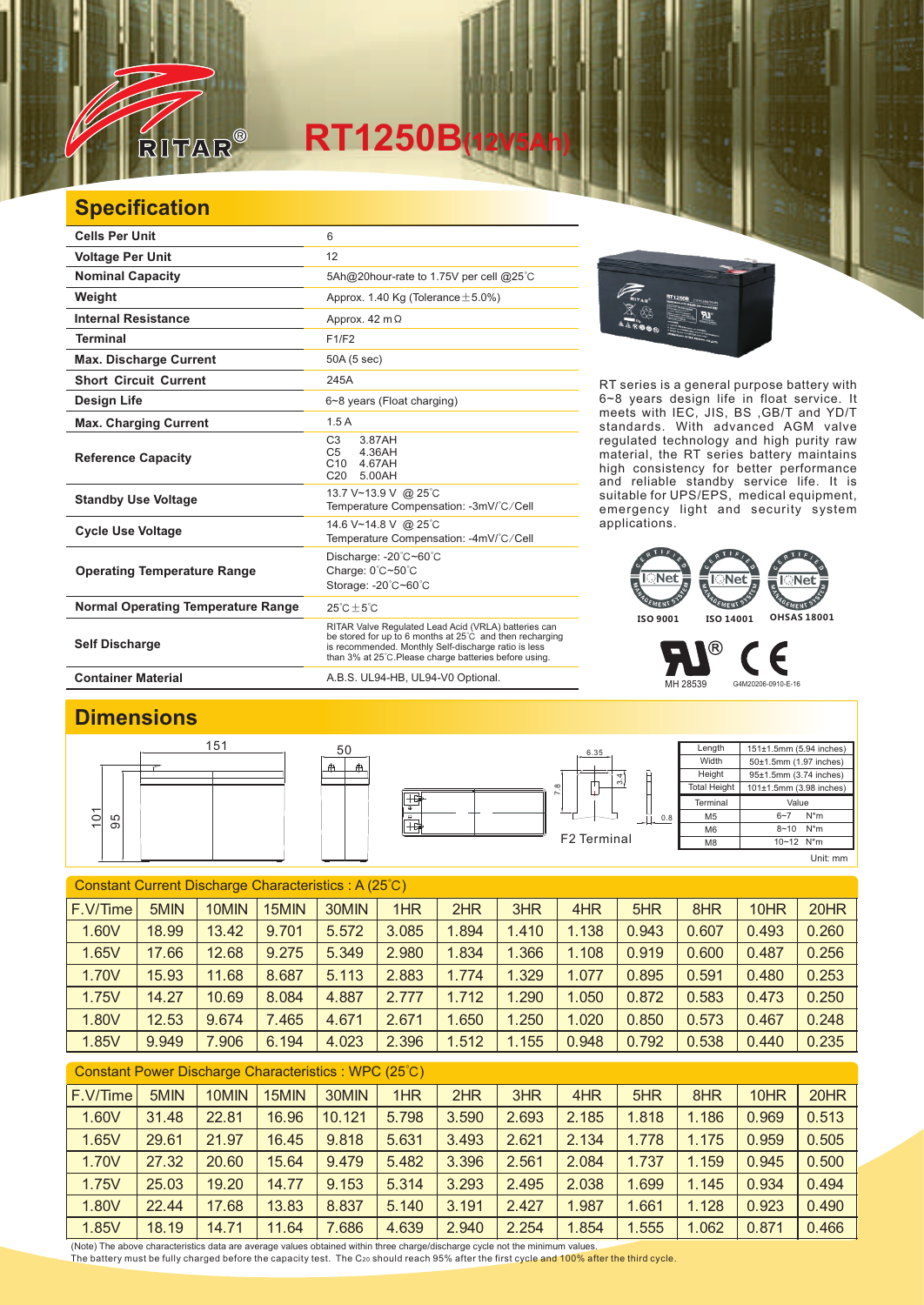# RT1250B(12V5Ah)

## Specification

| | |
|---|---|
| **Cells Per Unit** | 6 |
| **Voltage Per Unit** | 12 |
| **Nominal Capacity** | 5Ah@20hour-rate to 1.75V per cell @25℃ |
| **Weight** | Approx. 1.40 Kg (Tolerance±5.0%) |
| **Internal Resistance** | Approx. 42 mΩ |
| **Terminal** | F1/F2 |
| **Max. Discharge Current** | 50A (5 sec) |
| **Short Circuit Current** | 245A |
| **Design Life** | 6~8 years (Float charging) |
| **Max. Charging Current** | 1.5 A |
| **Reference Capacity** | C3 3.87AH<br>C5 4.36AH<br>C10 4.67AH<br>C20 5.00AH |
| **Standby Use Voltage** | 13.7 V~13.9 V @ 25℃<br>Temperature Compensation: -3mV/℃/Cell |
| **Cycle Use Voltage** | 14.6 V~14.8 V @ 25℃<br>Temperature Compensation: -4mV/℃/Cell |
| **Operating Temperature Range** | Discharge: -20℃~60℃<br>Charge: 0℃~50℃<br>Storage: -20℃~60℃ |
| **Normal Operating Temperature Range** | 25℃±5℃ |
| **Self Discharge** | RITAR Valve Regulated Lead Acid (VRLA) batteries can be stored for up to 6 months at 25℃ and then recharging is recommended. Monthly Self-discharge ratio is less than 3% at 25℃.Please charge batteries before using. |
| **Container Material** | A.B.S. UL94-HB, UL94-V0 Optional. |

RT series is a general purpose battery with 6~8 years design life in float service. It meets with IEC, JIS, BS ,GB/T and YD/T standards. With advanced AGM valve regulated technology and high purity raw material, the RT series battery maintains high consistency for better performance and reliable standby service life. It is suitable for UPS/EPS, medical equipment, emergency light and security system applications.

ISO 9001 ISO 14001 OHSAS 18001

MH 28539 G4M20206-0910-E-16

## Dimensions

| Length | 151±1.5mm (5.94 inches) |
|---|---|
| Width | 50±1.5mm (1.97 inches) |
| Height | 95±1.5mm (3.74 inches) |
| Total Height | 101±1.5mm (3.98 inches) |

| Terminal | Value |
|---|---|
| M5 | 6~7 N*m |
| M6 | 8~10 N*m |
| M8 | 10~12 N*m |

F2 Terminal

Unit: mm

Constant Current Discharge Characteristics : A (25℃)

| F.V/Time | 5MIN | 10MIN | 15MIN | 30MIN | 1HR | 2HR | 3HR | 4HR | 5HR | 8HR | 10HR | 20HR |
|---|---|---|---|---|---|---|---|---|---|---|---|---|
| 1.60V | 18.99 | 13.42 | 9.701 | 5.572 | 3.085 | 1.894 | 1.410 | 1.138 | 0.943 | 0.607 | 0.493 | 0.260 |
| 1.65V | 17.66 | 12.68 | 9.275 | 5.349 | 2.980 | 1.834 | 1.366 | 1.108 | 0.919 | 0.600 | 0.487 | 0.256 |
| 1.70V | 15.93 | 11.68 | 8.687 | 5.113 | 2.883 | 1.774 | 1.329 | 1.077 | 0.895 | 0.591 | 0.480 | 0.253 |
| 1.75V | 14.27 | 10.69 | 8.084 | 4.887 | 2.777 | 1.712 | 1.290 | 1.050 | 0.872 | 0.583 | 0.473 | 0.250 |
| 1.80V | 12.53 | 9.674 | 7.465 | 4.671 | 2.671 | 1.650 | 1.250 | 1.020 | 0.850 | 0.573 | 0.467 | 0.248 |
| 1.85V | 9.949 | 7.906 | 6.194 | 4.023 | 2.396 | 1.512 | 1.155 | 0.948 | 0.792 | 0.538 | 0.440 | 0.235 |

Constant Power Discharge Characteristics : WPC (25℃)

| F.V/Time | 5MIN | 10MIN | 15MIN | 30MIN | 1HR | 2HR | 3HR | 4HR | 5HR | 8HR | 10HR | 20HR |
|---|---|---|---|---|---|---|---|---|---|---|---|---|
| 1.60V | 31.48 | 22.81 | 16.96 | 10.121 | 5.798 | 3.590 | 2.693 | 2.185 | 1.818 | 1.186 | 0.969 | 0.513 |
| 1.65V | 29.61 | 21.97 | 16.45 | 9.818 | 5.631 | 3.493 | 2.621 | 2.134 | 1.778 | 1.175 | 0.959 | 0.505 |
| 1.70V | 27.32 | 20.60 | 15.64 | 9.479 | 5.482 | 3.396 | 2.561 | 2.084 | 1.737 | 1.159 | 0.945 | 0.500 |
| 1.75V | 25.03 | 19.20 | 14.77 | 9.153 | 5.314 | 3.293 | 2.495 | 2.038 | 1.699 | 1.145 | 0.934 | 0.494 |
| 1.80V | 22.44 | 17.68 | 13.83 | 8.837 | 5.140 | 3.191 | 2.427 | 1.987 | 1.661 | 1.128 | 0.923 | 0.490 |
| 1.85V | 18.19 | 14.71 | 11.64 | 7.686 | 4.639 | 2.940 | 2.254 | 1.854 | 1.555 | 1.062 | 0.871 | 0.466 |

(Note) The above characteristics data are average values obtained within three charge/discharge cycle not the minimum values.
The battery must be fully charged before the capacity test. The $C_{20}$ should reach 95% after the first cycle and 100% after the third cycle.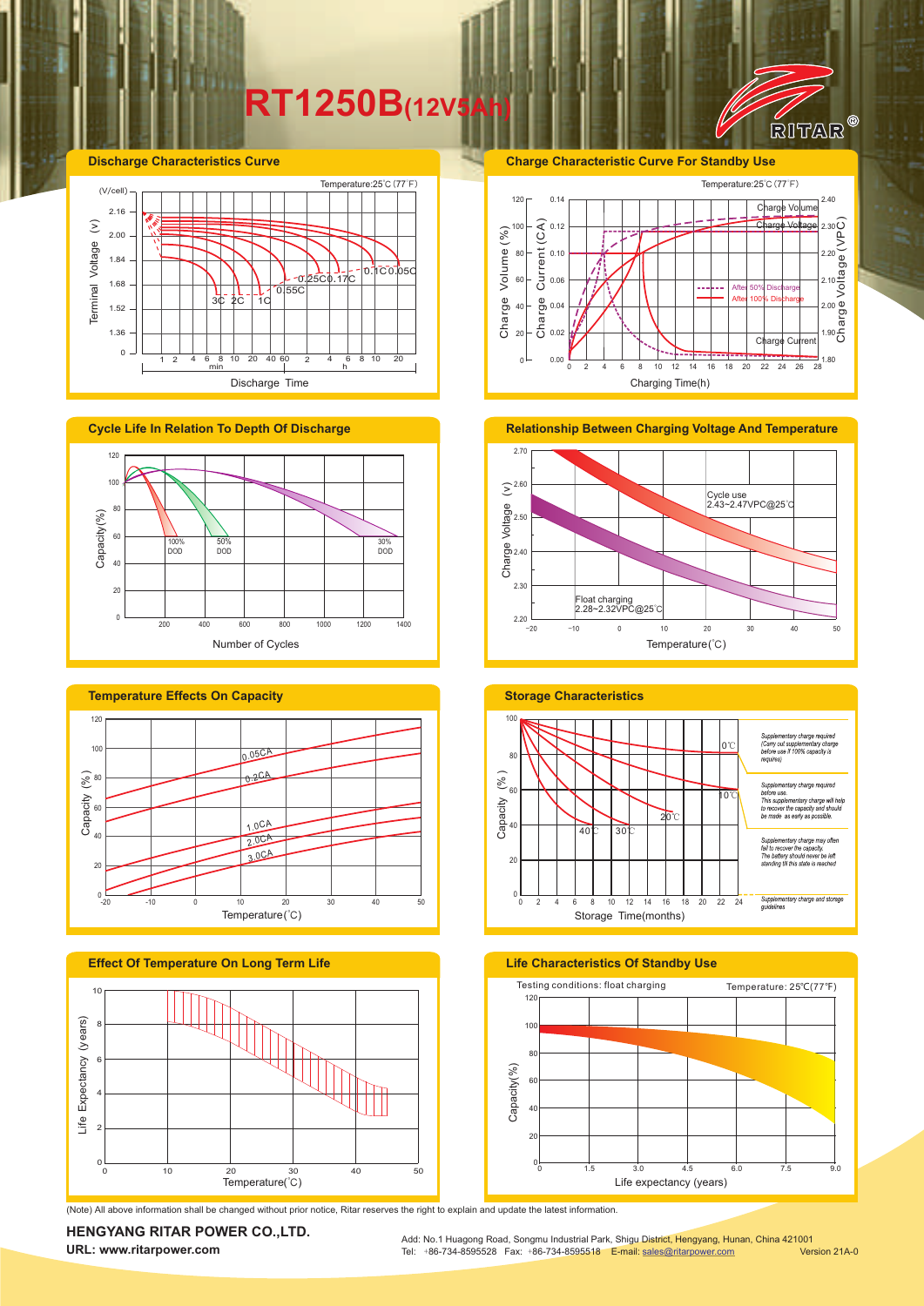# RT1250B(12V5Ah)

RITAR®

## Discharge Characteristics Curve

Temperature:25℃ (77℉)

(V/cell)

Terminal Voltage (v)

2.16
2.00
1.84
1.68
1.52
1.36
0

3C 2C 1C 0.55C 0.25C 0.17C 0.1C 0.05C

1 2 4 6 8 10 20 40 60 2 4 6 8 10 20

min h

Discharge Time

## Charge Characteristic Curve For Standby Use

Temperature:25℃ (77℉)

Charge Volume (%)
Charge Current (CA)
Charge Voltage (VPC)

120 100 80 60 40 20 0

0.14 0.12 0.10 0.06 0.04 0.02 0.00

2.40 2.30 2.20 2.10 2.00 1.90 1.80

Charge Volume
Charge Voltage
Charge Current

After 50% Discharge
After 100% Discharge

0 2 4 6 8 10 12 14 16 18 20 22 24 26 28

Charging Time(h)

## Cycle Life In Relation To Depth Of Discharge

Capacity(%)

120 100 80 60 40 20 0

100% DOD
50% DOD
30% DOD

200 400 600 800 1000 1200 1400

Number of Cycles

## Relationship Between Charging Voltage And Temperature

Charge Voltage (v)

2.70 2.60 2.50 2.40 2.30 2.20

Cycle use
2.43~2.47VPC@25℃

Float charging
2.28~2.32VPC@25℃

−20 −10 0 10 20 30 40 50

Temperature(℃)

## Temperature Effects On Capacity

Capacity (%)

120 100 80 60 40 20 0

0.05CA
0.2CA
1.0CA
2.0CA
3.0CA

-20 -10 0 10 20 30 40 50

Temperature(℃)

## Storage Characteristics

Capacity (%)

100 80 60 40 20 0

0℃ 10℃ 20℃ 30℃ 40℃

0 2 4 6 8 10 12 14 16 18 20 22 24

Storage Time(months)

Supplementary charge required (Carry out supplementary charge before use if 100% capacity is requires)

Supplementary charge required before use. This supplementary charge will help to recover the capacity and should be made as early as possible.

Supplementary charge may often fail to recover the capacity. The battery should never be left standing till this state is reached

Supplementary charge and storage guidelines

## Effect Of Temperature On Long Term Life

Life Expectancy (years)

10 8 6 4 2 0

0 10 20 30 40 50

Temperature(℃)

## Life Characteristics Of Standby Use

Testing conditions: float charging

Temperature: 25℃(77℉)

Capacity(%)

120 100 80 60 40 20 0

0 1.5 3.0 4.5 6.0 7.5 9.0

Life expectancy (years)

(Note) All above information shall be changed without prior notice, Ritar reserves the right to explain and update the latest information.

**HENGYANG RITAR POWER CO.,LTD.**
**URL: www.ritarpower.com**

Add: No.1 Huagong Road, Songmu Industrial Park, Shigu District, Hengyang, Hunan, China 421001
Tel: +86-734-8595528 Fax: +86-734-8595518 E-mail: sales@ritarpower.com

Version 21A-0